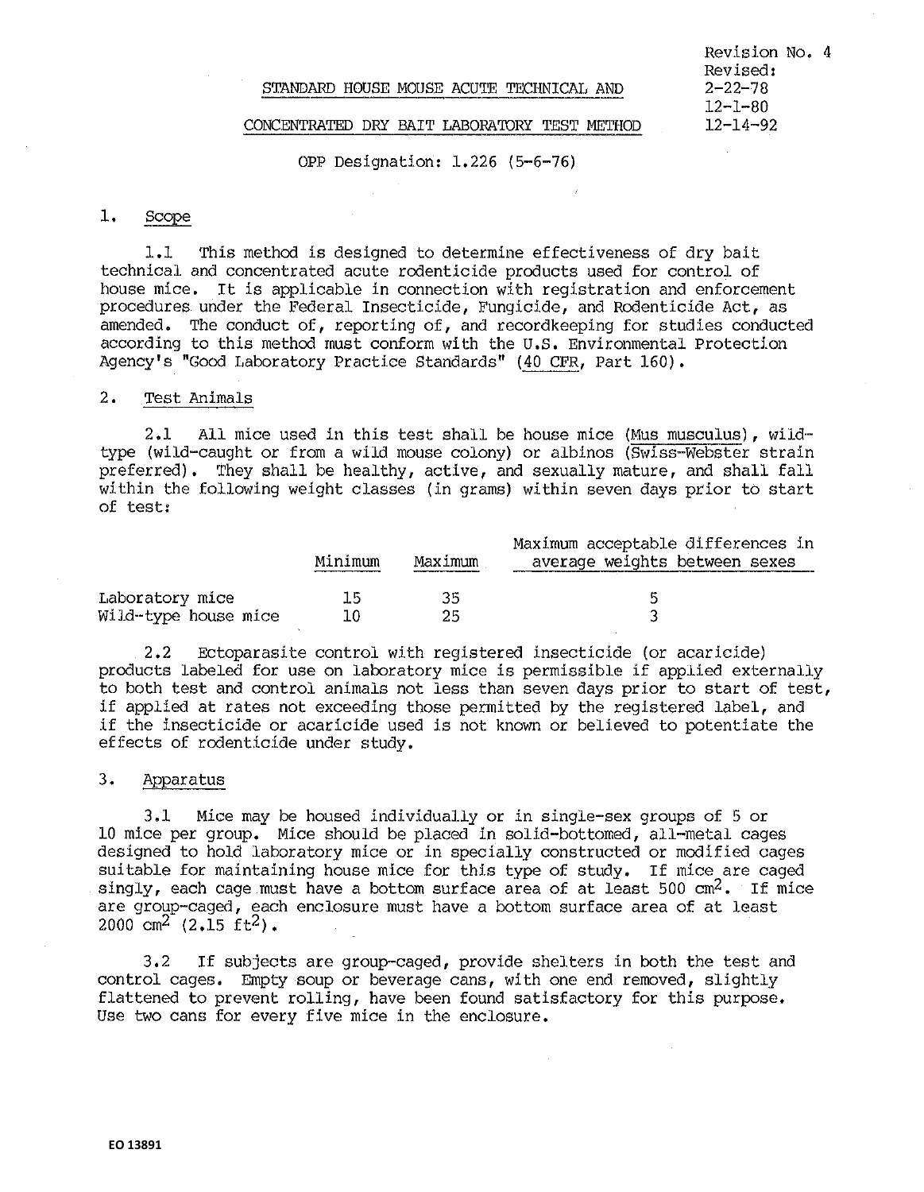Revision No. 4
Revised:
2-22-78
12-1-80
12-14-92

# STANDARD HOUSE MOUSE ACUTE TECHNICAL AND CONCENTRATED DRY BAIT LABORATORY TEST METHOD

OPP Designation: 1.226 (5-6-76)

## 1. Scope

1.1 This method is designed to determine effectiveness of dry bait technical and concentrated acute rodenticide products used for control of house mice. It is applicable in connection with registration and enforcement procedures under the Federal Insecticide, Fungicide, and Rodenticide Act, as amended. The conduct of, reporting of, and recordkeeping for studies conducted according to this method must conform with the U.S. Environmental Protection Agency's "Good Laboratory Practice Standards" (40 CFR, Part 160).

## 2. Test Animals

2.1 All mice used in this test shall be house mice (Mus musculus), wild-type (wild-caught or from a wild mouse colony) or albinos (Swiss-Webster strain preferred). They shall be healthy, active, and sexually mature, and shall fall within the following weight classes (in grams) within seven days prior to start of test:

| | Minimum | Maximum | Maximum acceptable differences in average weights between sexes |
|---|---|---|---|
| Laboratory mice | 15 | 35 | 5 |
| Wild-type house mice | 10 | 25 | 3 |

2.2 Ectoparasite control with registered insecticide (or acaricide) products labeled for use on laboratory mice is permissible if applied externally to both test and control animals not less than seven days prior to start of test, if applied at rates not exceeding those permitted by the registered label, and if the insecticide or acaricide used is not known or believed to potentiate the effects of rodenticide under study.

## 3. Apparatus

3.1 Mice may be housed individually or in single-sex groups of 5 or 10 mice per group. Mice should be placed in solid-bottomed, all-metal cages designed to hold laboratory mice or in specially constructed or modified cages suitable for maintaining house mice for this type of study. If mice are caged singly, each cage must have a bottom surface area of at least 500 $cm^2$. If mice are group-caged, each enclosure must have a bottom surface area of at least 2000 $cm^2$ (2.15 $ft^2$).

3.2 If subjects are group-caged, provide shelters in both the test and control cages. Empty soup or beverage cans, with one end removed, slightly flattened to prevent rolling, have been found satisfactory for this purpose. Use two cans for every five mice in the enclosure.

EO 13891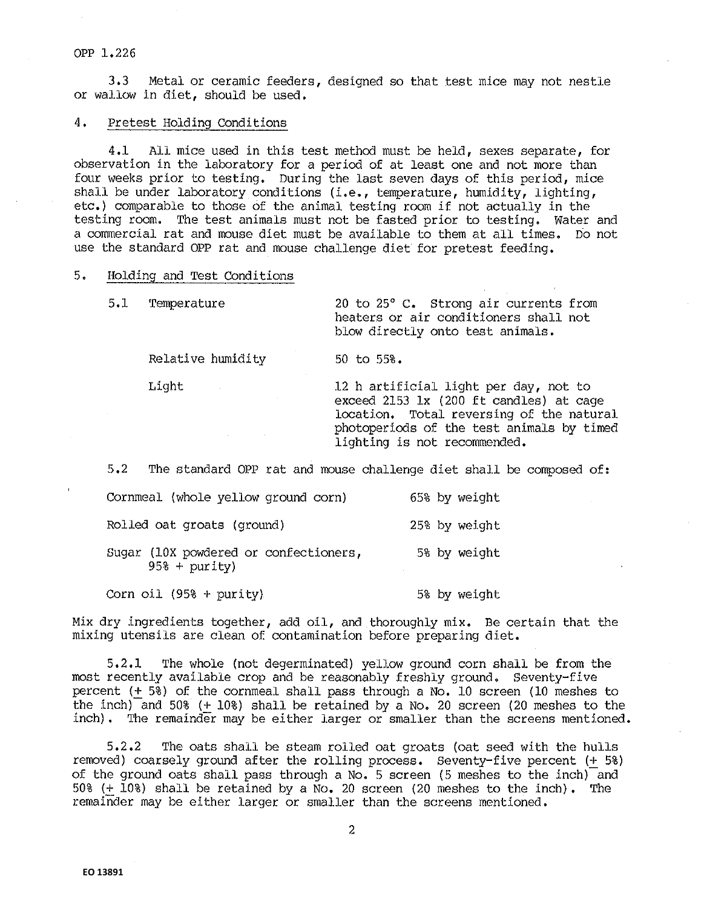3.3 Metal or ceramic feeders, designed so that test mice may not nestle or wallow in diet, should be used.

## 4. Pretest Holding Conditions

4.1 All mice used in this test method must be held, sexes separate, for observation in the laboratory for a period of at least one and not more than four weeks prior to testing. During the last seven days of this period, mice shall be under laboratory conditions (i.e., temperature, humidity, lighting, etc.) comparable to those of the animal testing room if not actually in the testing room. The test animals must not be fasted prior to testing. Water and a commercial rat and mouse diet must be available to them at all times. Do not use the standard OPP rat and mouse challenge diet for pretest feeding.

## 5. Holding and Test Conditions

| 5.1 | | |
|---|---|---|
| | Temperature | 20 to 25° C. Strong air currents from heaters or air conditioners shall not blow directly onto test animals. |
| | Relative humidity | 50 to 55%. |
| | Light | 12 h artificial light per day, not to exceed 2153 lx (200 ft candles) at cage location. Total reversing of the natural photoperiods of the test animals by timed lighting is not recommended. |

5.2 The standard OPP rat and mouse challenge diet shall be composed of:

| Ingredient | Amount |
|---|---|
| Cornmeal (whole yellow ground corn) | 65% by weight |
| Rolled oat groats (ground) | 25% by weight |
| Sugar (10X powdered or confectioners, 95% + purity) | 5% by weight |
| Corn oil (95% + purity) | 5% by weight |

Mix dry ingredients together, add oil, and thoroughly mix. Be certain that the mixing utensils are clean of contamination before preparing diet.

5.2.1 The whole (not degerminated) yellow ground corn shall be from the most recently available crop and be reasonably freshly ground. Seventy-five percent (± 5%) of the cornmeal shall pass through a No. 10 screen (10 meshes to the inch) and 50% (± 10%) shall be retained by a No. 20 screen (20 meshes to the inch). The remainder may be either larger or smaller than the screens mentioned.

5.2.2 The oats shall be steam rolled oat groats (oat seed with the hulls removed) coarsely ground after the rolling process. Seventy-five percent (± 5%) of the ground oats shall pass through a No. 5 screen (5 meshes to the inch) and 50% (± 10%) shall be retained by a No. 20 screen (20 meshes to the inch). The remainder may be either larger or smaller than the screens mentioned.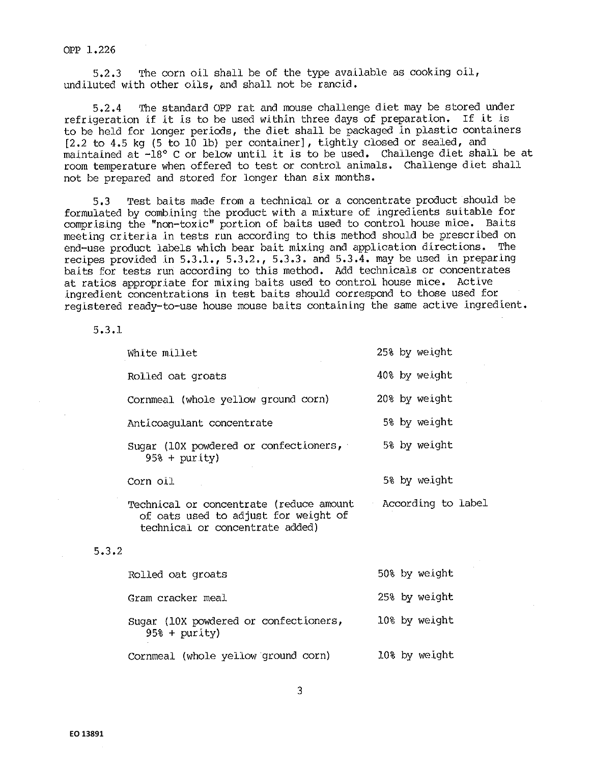5.2.3 The corn oil shall be of the type available as cooking oil, undiluted with other oils, and shall not be rancid.

5.2.4 The standard OPP rat and mouse challenge diet may be stored under refrigeration if it is to be used within three days of preparation. If it is to be held for longer periods, the diet shall be packaged in plastic containers [2.2 to 4.5 kg (5 to 10 lb) per container], tightly closed or sealed, and maintained at -18° C or below until it is to be used. Challenge diet shall be at room temperature when offered to test or control animals. Challenge diet shall not be prepared and stored for longer than six months.

5.3 Test baits made from a technical or a concentrate product should be formulated by combining the product with a mixture of ingredients suitable for comprising the "non-toxic" portion of baits used to control house mice. Baits meeting criteria in tests run according to this method should be prescribed on end-use product labels which bear bait mixing and application directions. The recipes provided in 5.3.1., 5.3.2., 5.3.3. and 5.3.4. may be used in preparing baits for tests run according to this method. Add technicals or concentrates at ratios appropriate for mixing baits used to control house mice. Active ingredient concentrations in test baits should correspond to those used for registered ready-to-use house mouse baits containing the same active ingredient.

5.3.1

| Ingredient | Amount |
|---|---|
| White millet | 25% by weight |
| Rolled oat groats | 40% by weight |
| Cornmeal (whole yellow ground corn) | 20% by weight |
| Anticoagulant concentrate | 5% by weight |
| Sugar (10X powdered or confectioners, 95% + purity) | 5% by weight |
| Corn oil | 5% by weight |
| Technical or concentrate (reduce amount of oats used to adjust for weight of technical or concentrate added) | According to label |

5.3.2

| Ingredient | Amount |
|---|---|
| Rolled oat groats | 50% by weight |
| Gram cracker meal | 25% by weight |
| Sugar (10X powdered or confectioners, 95% + purity) | 10% by weight |
| Cornmeal (whole yellow ground corn) | 10% by weight |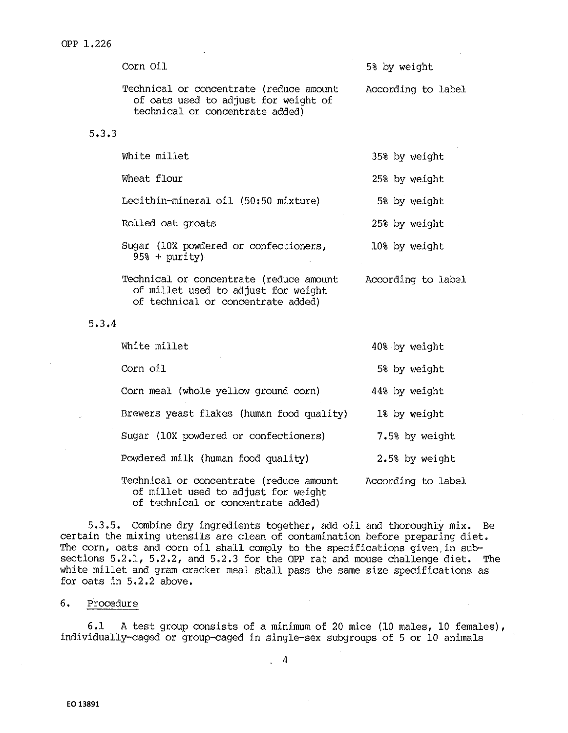| | |
|---|---|
| Corn Oil | 5% by weight |
| Technical or concentrate (reduce amount of oats used to adjust for weight of technical or concentrate added) | According to label |

5.3.3

| | |
|---|---|
| White millet | 35% by weight |
| Wheat flour | 25% by weight |
| Lecithin-mineral oil (50:50 mixture) | 5% by weight |
| Rolled oat groats | 25% by weight |
| Sugar (10X powdered or confectioners, 95% + purity) | 10% by weight |
| Technical or concentrate (reduce amount of millet used to adjust for weight of technical or concentrate added) | According to label |

5.3.4

| | |
|---|---|
| White millet | 40% by weight |
| Corn oil | 5% by weight |
| Corn meal (whole yellow ground corn) | 44% by weight |
| Brewers yeast flakes (human food quality) | 1% by weight |
| Sugar (10X powdered or confectioners) | 7.5% by weight |
| Powdered milk (human food quality) | 2.5% by weight |
| Technical or concentrate (reduce amount of millet used to adjust for weight of technical or concentrate added) | According to label |

5.3.5. Combine dry ingredients together, add oil and thoroughly mix. Be certain the mixing utensils are clean of contamination before preparing diet. The corn, oats and corn oil shall comply to the specifications given in subsections 5.2.1, 5.2.2, and 5.2.3 for the OPP rat and mouse challenge diet. The white millet and gram cracker meal shall pass the same size specifications as for oats in 5.2.2 above.

## 6. Procedure

6.1 A test group consists of a minimum of 20 mice (10 males, 10 females), individually-caged or group-caged in single-sex subgroups of 5 or 10 animals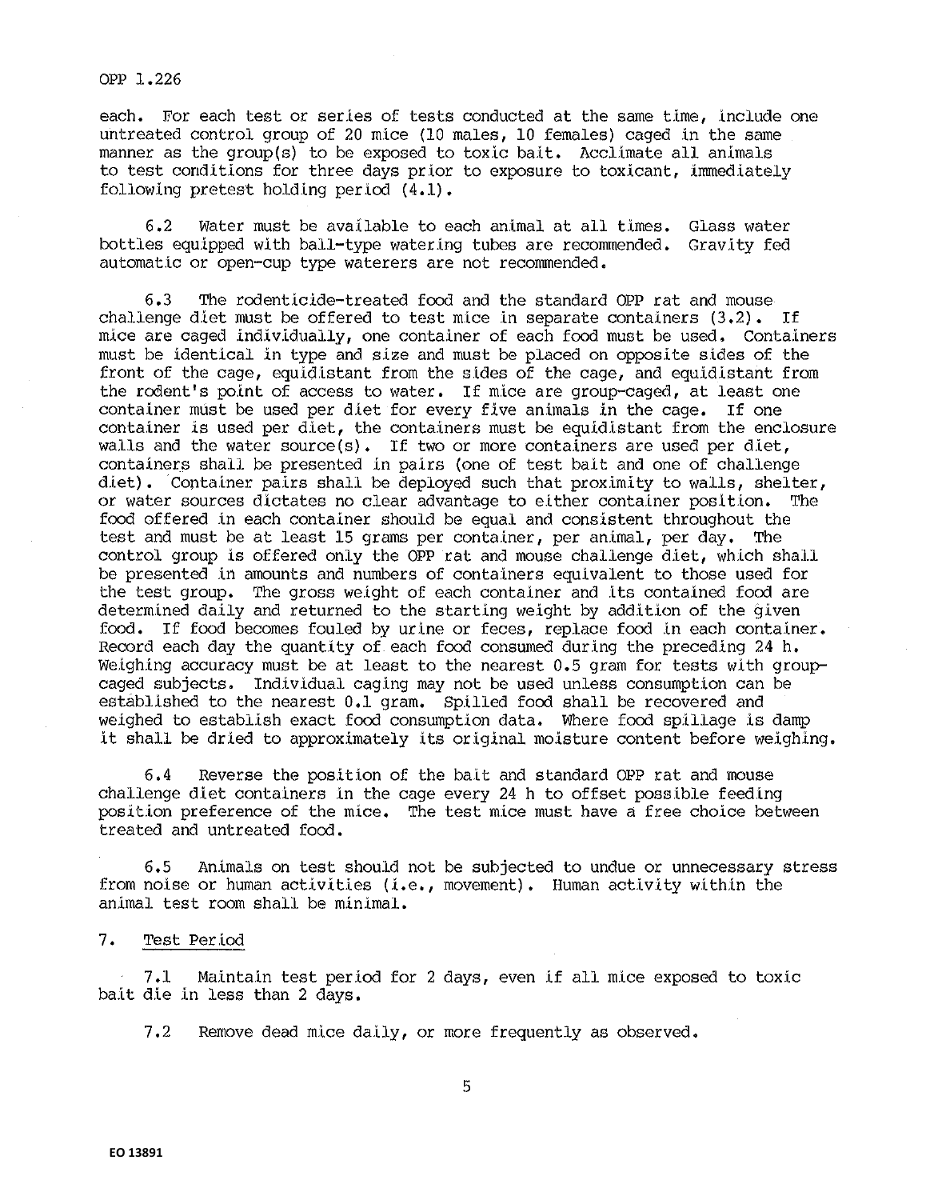each. For each test or series of tests conducted at the same time, include one untreated control group of 20 mice (10 males, 10 females) caged in the same manner as the group(s) to be exposed to toxic bait. Acclimate all animals to test conditions for three days prior to exposure to toxicant, immediately following pretest holding period (4.1).

6.2 Water must be available to each animal at all times. Glass water bottles equipped with ball-type watering tubes are recommended. Gravity fed automatic or open-cup type waterers are not recommended.

6.3 The rodenticide-treated food and the standard OPP rat and mouse challenge diet must be offered to test mice in separate containers (3.2). If mice are caged individually, one container of each food must be used. Containers must be identical in type and size and must be placed on opposite sides of the front of the cage, equidistant from the sides of the cage, and equidistant from the rodent's point of access to water. If mice are group-caged, at least one container must be used per diet for every five animals in the cage. If one container is used per diet, the containers must be equidistant from the enclosure walls and the water source(s). If two or more containers are used per diet, containers shall be presented in pairs (one of test bait and one of challenge diet). Container pairs shall be deployed such that proximity to walls, shelter, or water sources dictates no clear advantage to either container position. The food offered in each container should be equal and consistent throughout the test and must be at least 15 grams per container, per animal, per day. The control group is offered only the OPP rat and mouse challenge diet, which shall be presented in amounts and numbers of containers equivalent to those used for the test group. The gross weight of each container and its contained food are determined daily and returned to the starting weight by addition of the given food. If food becomes fouled by urine or feces, replace food in each container. Record each day the quantity of each food consumed during the preceding 24 h. Weighing accuracy must be at least to the nearest 0.5 gram for tests with group-caged subjects. Individual caging may not be used unless consumption can be established to the nearest 0.1 gram. Spilled food shall be recovered and weighed to establish exact food consumption data. Where food spillage is damp it shall be dried to approximately its original moisture content before weighing.

6.4 Reverse the position of the bait and standard OPP rat and mouse challenge diet containers in the cage every 24 h to offset possible feeding position preference of the mice. The test mice must have a free choice between treated and untreated food.

6.5 Animals on test should not be subjected to undue or unnecessary stress from noise or human activities (i.e., movement). Human activity within the animal test room shall be minimal.

## 7. Test Period

7.1 Maintain test period for 2 days, even if all mice exposed to toxic bait die in less than 2 days.

7.2 Remove dead mice daily, or more frequently as observed.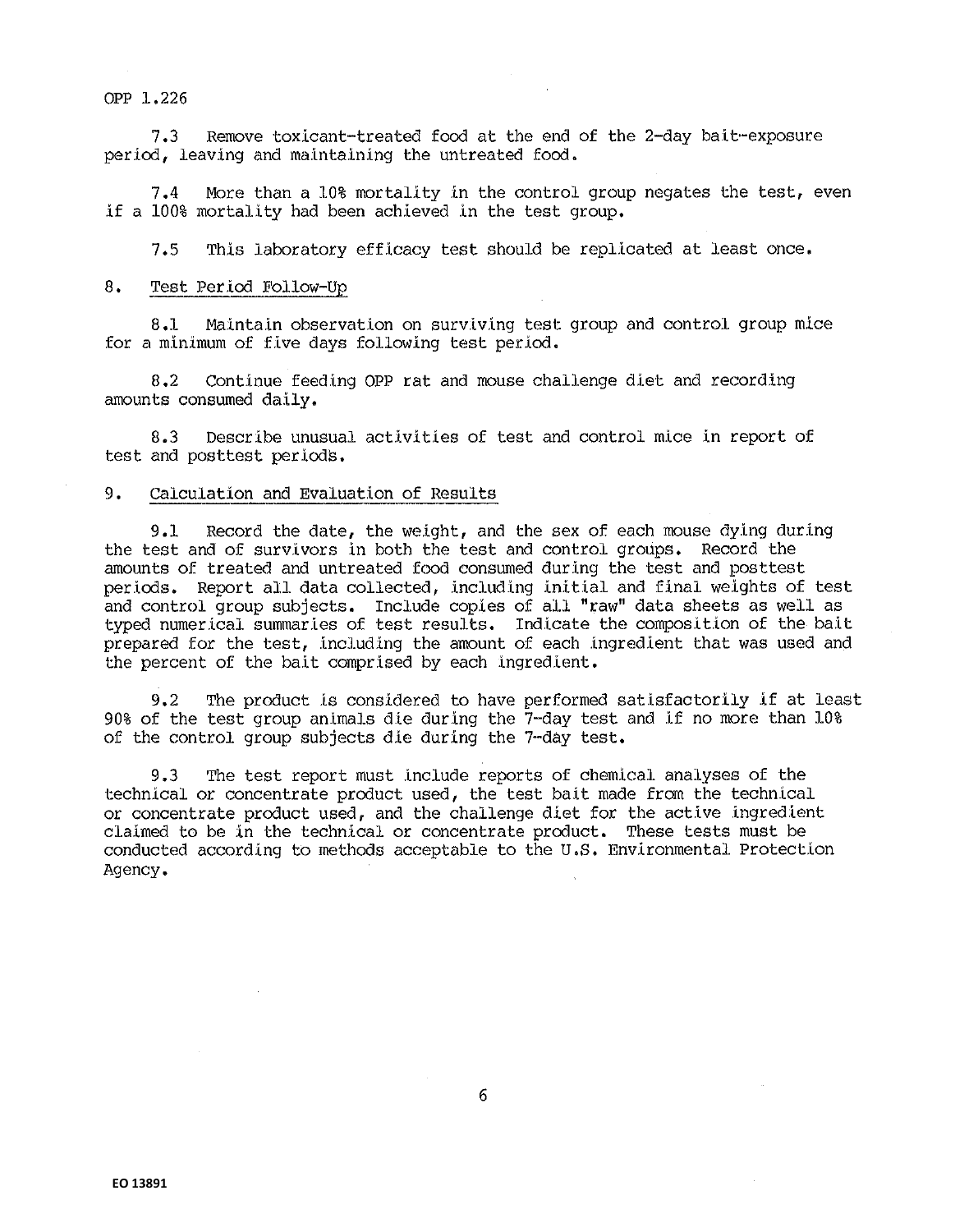7.3 Remove toxicant-treated food at the end of the 2-day bait-exposure period, leaving and maintaining the untreated food.

7.4 More than a 10% mortality in the control group negates the test, even if a 100% mortality had been achieved in the test group.

7.5 This laboratory efficacy test should be replicated at least once.

## 8. Test Period Follow-Up

8.1 Maintain observation on surviving test group and control group mice for a minimum of five days following test period.

8.2 Continue feeding OPP rat and mouse challenge diet and recording amounts consumed daily.

8.3 Describe unusual activities of test and control mice in report of test and posttest periods.

## 9. Calculation and Evaluation of Results

9.1 Record the date, the weight, and the sex of each mouse dying during the test and of survivors in both the test and control groups. Record the amounts of treated and untreated food consumed during the test and posttest periods. Report all data collected, including initial and final weights of test and control group subjects. Include copies of all "raw" data sheets as well as typed numerical summaries of test results. Indicate the composition of the bait prepared for the test, including the amount of each ingredient that was used and the percent of the bait comprised by each ingredient.

9.2 The product is considered to have performed satisfactorily if at least 90% of the test group animals die during the 7-day test and if no more than 10% of the control group subjects die during the 7-day test.

9.3 The test report must include reports of chemical analyses of the technical or concentrate product used, the test bait made from the technical or concentrate product used, and the challenge diet for the active ingredient claimed to be in the technical or concentrate product. These tests must be conducted according to methods acceptable to the U.S. Environmental Protection Agency.